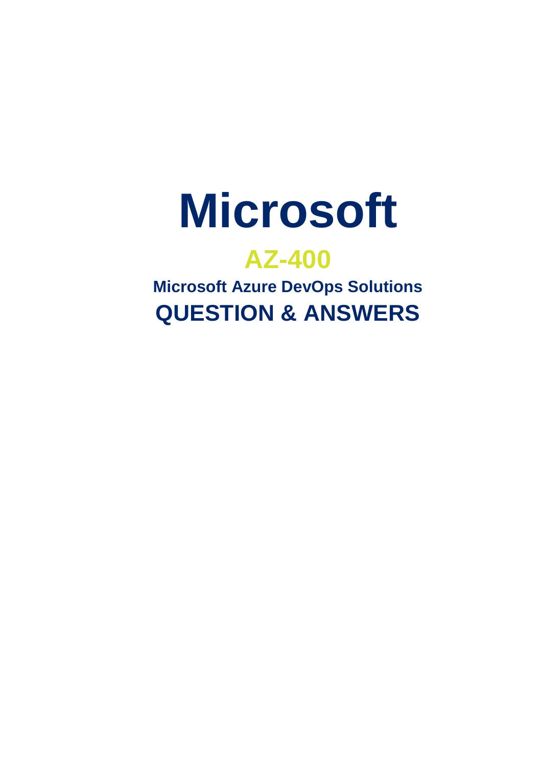# Microsoft

## AZ-400

### Microsoft Azure DevOps Solutions

## QUESTION & ANSWERS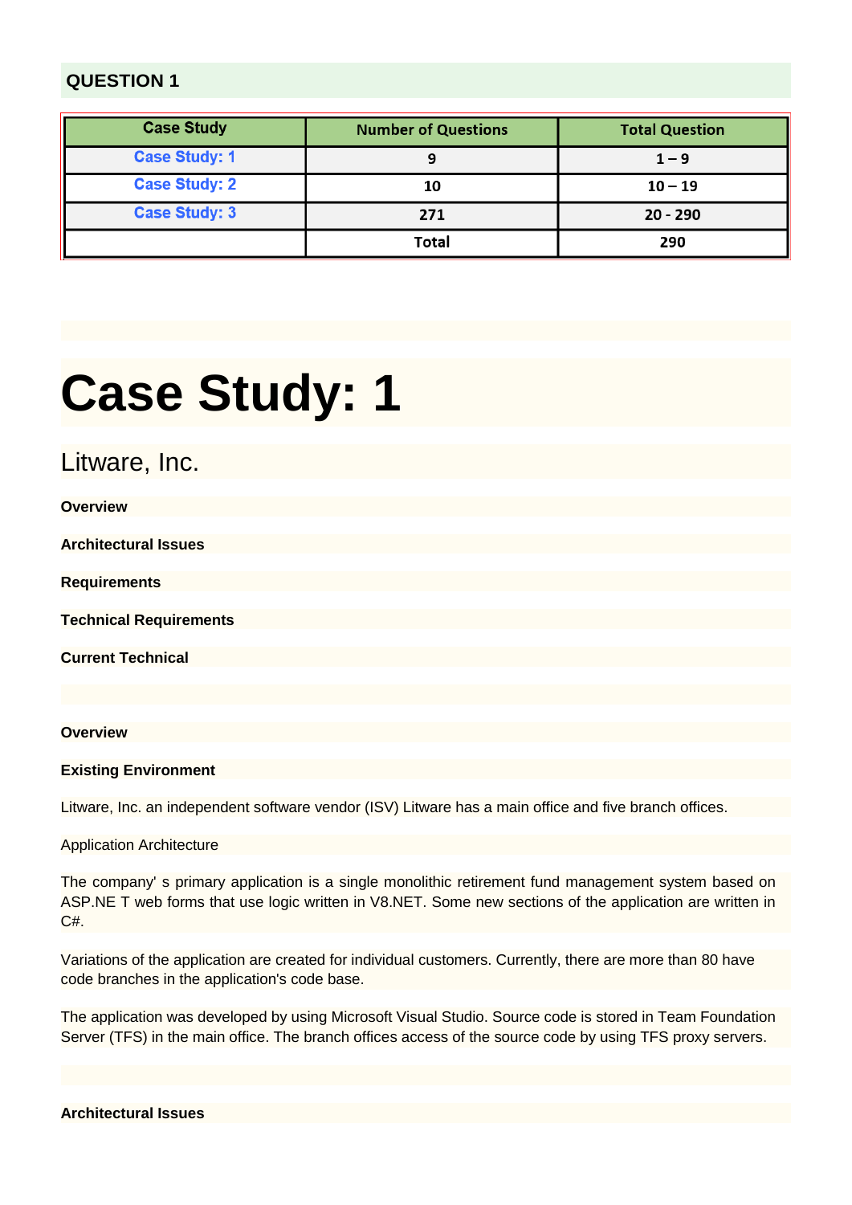## QUESTION 1

| Case Study | Number of Questions | Total Question |
| --- | --- | --- |
| Case Study: 1 | 9 | 1 – 9 |
| Case Study: 2 | 10 | 10 – 19 |
| Case Study: 3 | 271 | 20 - 290 |
| | Total | 290 |

# Case Study: 1

## Litware, Inc.

**Overview**

**Architectural Issues**

**Requirements**

**Technical Requirements**

**Current Technical**

**Overview**

**Existing Environment**

Litware, Inc. an independent software vendor (ISV) Litware has a main office and five branch offices.

Application Architecture

The company' s primary application is a single monolithic retirement fund management system based on ASP.NE T web forms that use logic written in V8.NET. Some new sections of the application are written in C#.

Variations of the application are created for individual customers. Currently, there are more than 80 have code branches in the application's code base.

The application was developed by using Microsoft Visual Studio. Source code is stored in Team Foundation Server (TFS) in the main office. The branch offices access of the source code by using TFS proxy servers.

**Architectural Issues**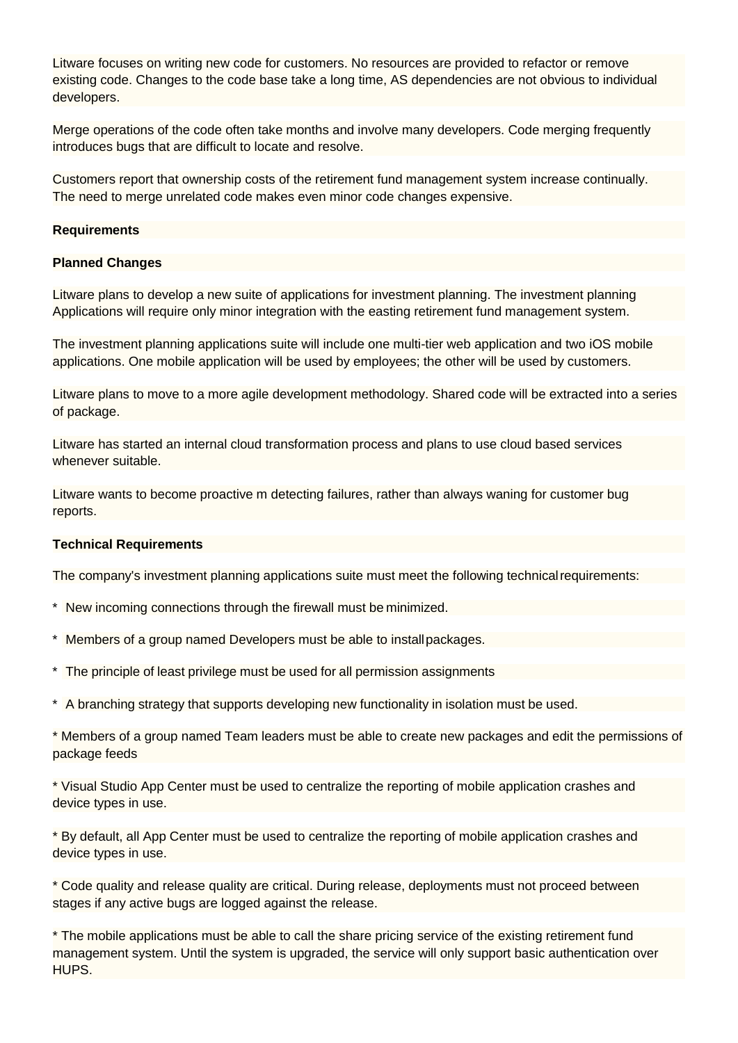Litware focuses on writing new code for customers. No resources are provided to refactor or remove existing code. Changes to the code base take a long time, AS dependencies are not obvious to individual developers.

Merge operations of the code often take months and involve many developers. Code merging frequently introduces bugs that are difficult to locate and resolve.

Customers report that ownership costs of the retirement fund management system increase continually. The need to merge unrelated code makes even minor code changes expensive.

**Requirements**

**Planned Changes**

Litware plans to develop a new suite of applications for investment planning. The investment planning Applications will require only minor integration with the easting retirement fund management system.

The investment planning applications suite will include one multi-tier web application and two iOS mobile applications. One mobile application will be used by employees; the other will be used by customers.

Litware plans to move to a more agile development methodology. Shared code will be extracted into a series of package.

Litware has started an internal cloud transformation process and plans to use cloud based services whenever suitable.

Litware wants to become proactive m detecting failures, rather than always waning for customer bug reports.

**Technical Requirements**

The company's investment planning applications suite must meet the following technical requirements:

* New incoming connections through the firewall must be minimized.

* Members of a group named Developers must be able to install packages.

* The principle of least privilege must be used for all permission assignments

* A branching strategy that supports developing new functionality in isolation must be used.

* Members of a group named Team leaders must be able to create new packages and edit the permissions of package feeds

* Visual Studio App Center must be used to centralize the reporting of mobile application crashes and device types in use.

* By default, all App Center must be used to centralize the reporting of mobile application crashes and device types in use.

* Code quality and release quality are critical. During release, deployments must not proceed between stages if any active bugs are logged against the release.

* The mobile applications must be able to call the share pricing service of the existing retirement fund management system. Until the system is upgraded, the service will only support basic authentication over HUPS.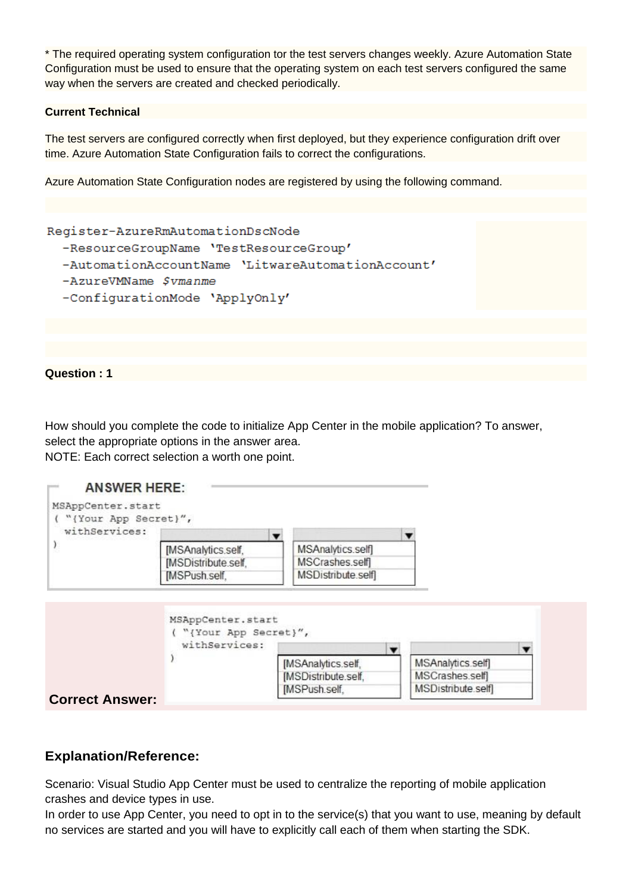* The required operating system configuration tor the test servers changes weekly. Azure Automation State Configuration must be used to ensure that the operating system on each test servers configured the same way when the servers are created and checked periodically.

**Current Technical**

The test servers are configured correctly when first deployed, but they experience configuration drift over time. Azure Automation State Configuration fails to correct the configurations.

Azure Automation State Configuration nodes are registered by using the following command.

```
Register-AzureRmAutomationDscNode
  -ResourceGroupName 'TestResourceGroup'
  -AutomationAccountName 'LitwareAutomationAccount'
  -AzureVMName $vmanme
  -ConfigurationMode 'ApplyOnly'
```

**Question : 1**

How should you complete the code to initialize App Center in the mobile application? To answer, select the appropriate options in the answer area.
NOTE: Each correct selection a worth one point.

**ANSWER HERE:**

```
MSAppCenter.start
( "{Your App Secret}",
  withServices: [dropdown 1] [dropdown 2]
)
```

| Dropdown 1 | Dropdown 2 |
| --- | --- |
| [MSAnalytics.self, | MSAnalytics.self] |
| [MSDistribute.self, | MSCrashes.self] |
| [MSPush.self, | MSDistribute.self] |

**Correct Answer:**

```
MSAppCenter.start
( "{Your App Secret}",
  withServices: [dropdown 1] [dropdown 2]
)
```

| Dropdown 1 | Dropdown 2 |
| --- | --- |
| [MSAnalytics.self, | MSAnalytics.self] |
| [MSDistribute.self, | MSCrashes.self] |
| [MSPush.self, | MSDistribute.self] |

### Explanation/Reference:

Scenario: Visual Studio App Center must be used to centralize the reporting of mobile application crashes and device types in use.
In order to use App Center, you need to opt in to the service(s) that you want to use, meaning by default no services are started and you will have to explicitly call each of them when starting the SDK.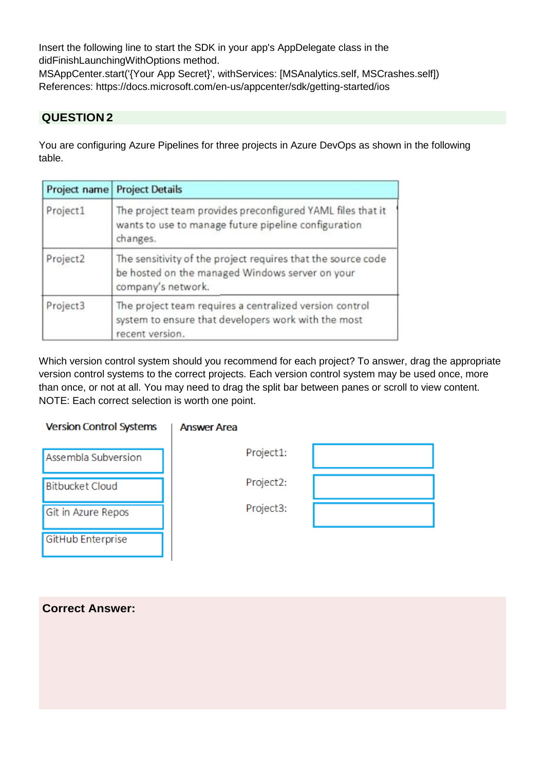Insert the following line to start the SDK in your app's AppDelegate class in the didFinishLaunchingWithOptions method.
MSAppCenter.start('{Your App Secret}', withServices: [MSAnalytics.self, MSCrashes.self])
References: https://docs.microsoft.com/en-us/appcenter/sdk/getting-started/ios

## QUESTION 2

You are configuring Azure Pipelines for three projects in Azure DevOps as shown in the following table.

| Project name | Project Details |
|---|---|
| Project1 | The project team provides preconfigured YAML files that it wants to use to manage future pipeline configuration changes. |
| Project2 | The sensitivity of the project requires that the source code be hosted on the managed Windows server on your company's network. |
| Project3 | The project team requires a centralized version control system to ensure that developers work with the most recent version. |

Which version control system should you recommend for each project? To answer, drag the appropriate version control systems to the correct projects. Each version control system may be used once, more than once, or not at all. You may need to drag the split bar between panes or scroll to view content.
NOTE: Each correct selection is worth one point.

**Version Control Systems**

- Assembla Subversion
- Bitbucket Cloud
- Git in Azure Repos
- GitHub Enterprise

**Answer Area**

Project1:

Project2:

Project3:

**Correct Answer:**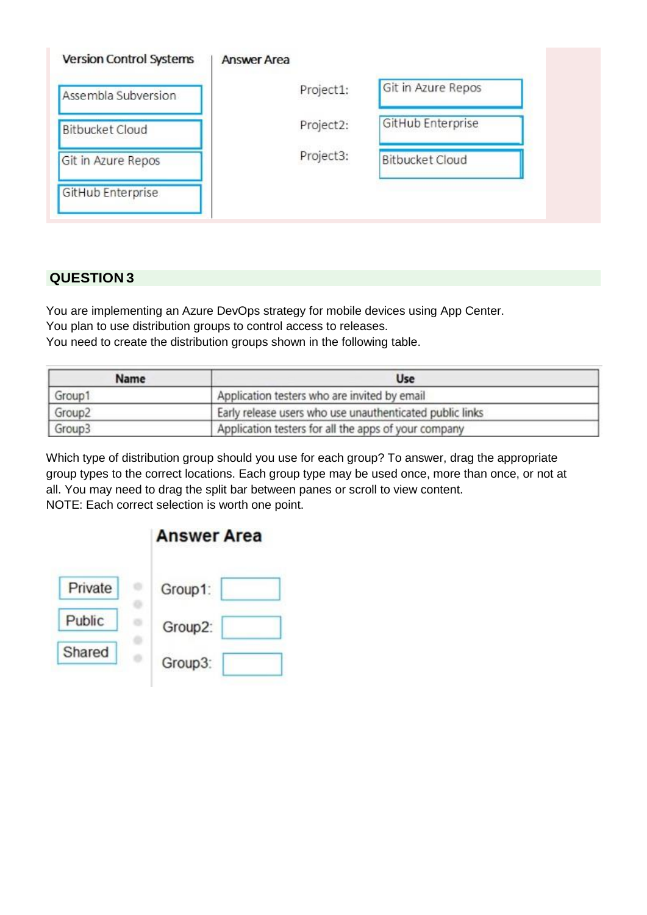| Version Control Systems | Answer Area | |
|---|---|---|
| Assembla Subversion | Project1: | Git in Azure Repos |
| Bitbucket Cloud | Project2: | GitHub Enterprise |
| Git in Azure Repos | Project3: | Bitbucket Cloud |
| GitHub Enterprise | | |

## QUESTION 3

You are implementing an Azure DevOps strategy for mobile devices using App Center.
You plan to use distribution groups to control access to releases.
You need to create the distribution groups shown in the following table.

| Name | Use |
|---|---|
| Group1 | Application testers who are invited by email |
| Group2 | Early release users who use unauthenticated public links |
| Group3 | Application testers for all the apps of your company |

Which type of distribution group should you use for each group? To answer, drag the appropriate group types to the correct locations. Each group type may be used once, more than once, or not at all. You may need to drag the split bar between panes or scroll to view content.
NOTE: Each correct selection is worth one point.

**Answer Area**

| Group Types | Answer Area | |
|---|---|---|
| Private | Group1: | |
| Public | Group2: | |
| Shared | Group3: | |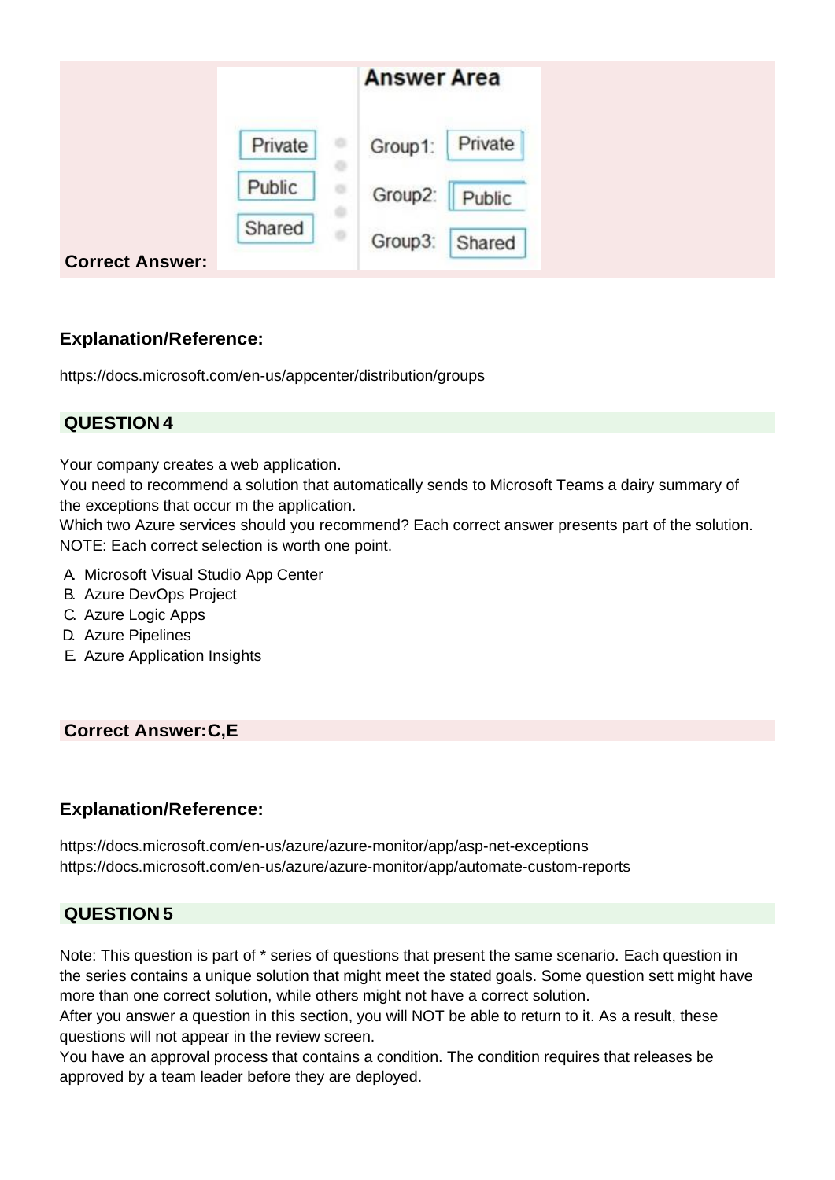**Correct Answer:**

**Answer Area**

| Options | | Answer |
|---|---|---|
| Private | Group1: | Private |
| Public | Group2: | Public |
| Shared | Group3: | Shared |

**Explanation/Reference:**

https://docs.microsoft.com/en-us/appcenter/distribution/groups

**QUESTION 4**

Your company creates a web application.
You need to recommend a solution that automatically sends to Microsoft Teams a dairy summary of the exceptions that occur m the application.
Which two Azure services should you recommend? Each correct answer presents part of the solution.
NOTE: Each correct selection is worth one point.

A. Microsoft Visual Studio App Center
B. Azure DevOps Project
C. Azure Logic Apps
D. Azure Pipelines
E. Azure Application Insights

**Correct Answer:C,E**

**Explanation/Reference:**

https://docs.microsoft.com/en-us/azure/azure-monitor/app/asp-net-exceptions
https://docs.microsoft.com/en-us/azure/azure-monitor/app/automate-custom-reports

**QUESTION 5**

Note: This question is part of * series of questions that present the same scenario. Each question in the series contains a unique solution that might meet the stated goals. Some question sett might have more than one correct solution, while others might not have a correct solution.
After you answer a question in this section, you will NOT be able to return to it. As a result, these questions will not appear in the review screen.
You have an approval process that contains a condition. The condition requires that releases be approved by a team leader before they are deployed.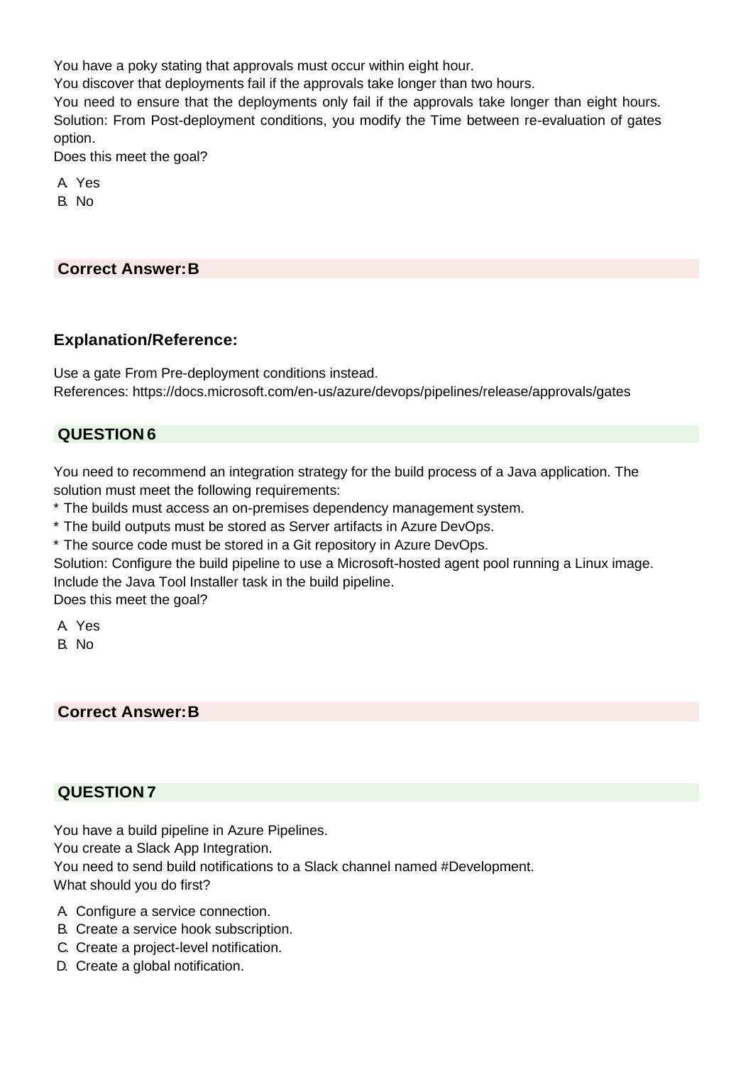You have a poky stating that approvals must occur within eight hour.
You discover that deployments fail if the approvals take longer than two hours.
You need to ensure that the deployments only fail if the approvals take longer than eight hours.
Solution: From Post-deployment conditions, you modify the Time between re-evaluation of gates option.
Does this meet the goal?

A. Yes
B. No

**Correct Answer: B**

### Explanation/Reference:

Use a gate From Pre-deployment conditions instead.
References: https://docs.microsoft.com/en-us/azure/devops/pipelines/release/approvals/gates

## QUESTION 6

You need to recommend an integration strategy for the build process of a Java application. The solution must meet the following requirements:
* The builds must access an on-premises dependency management system.
* The build outputs must be stored as Server artifacts in Azure DevOps.
* The source code must be stored in a Git repository in Azure DevOps.
Solution: Configure the build pipeline to use a Microsoft-hosted agent pool running a Linux image. Include the Java Tool Installer task in the build pipeline.
Does this meet the goal?

A. Yes
B. No

**Correct Answer: B**

## QUESTION 7

You have a build pipeline in Azure Pipelines.
You create a Slack App Integration.
You need to send build notifications to a Slack channel named #Development.
What should you do first?

A. Configure a service connection.
B. Create a service hook subscription.
C. Create a project-level notification.
D. Create a global notification.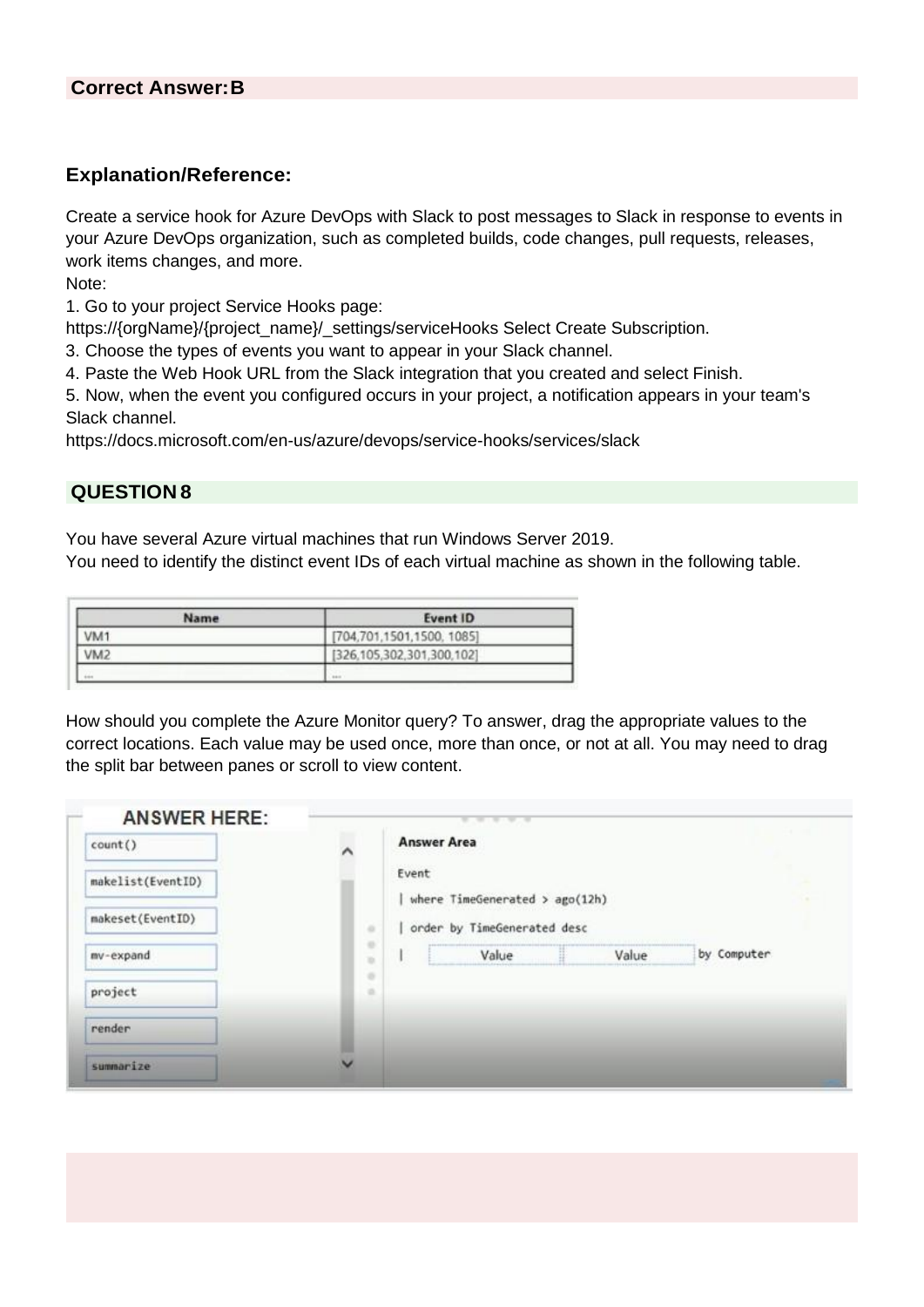**Correct Answer: B**

### Explanation/Reference:

Create a service hook for Azure DevOps with Slack to post messages to Slack in response to events in your Azure DevOps organization, such as completed builds, code changes, pull requests, releases, work items changes, and more.

Note:

1. Go to your project Service Hooks page:

https://{orgName}/{project_name}/_settings/serviceHooks Select Create Subscription.

3. Choose the types of events you want to appear in your Slack channel.

4. Paste the Web Hook URL from the Slack integration that you created and select Finish.

5. Now, when the event you configured occurs in your project, a notification appears in your team's Slack channel.

https://docs.microsoft.com/en-us/azure/devops/service-hooks/services/slack

## QUESTION 8

You have several Azure virtual machines that run Windows Server 2019.

You need to identify the distinct event IDs of each virtual machine as shown in the following table.

| Name | Event ID |
| --- | --- |
| VM1 | [704,701,1501,1500, 1085] |
| VM2 | [326,105,302,301,300,102] |
| ... | ... |

How should you complete the Azure Monitor query? To answer, drag the appropriate values to the correct locations. Each value may be used once, more than once, or not at all. You may need to drag the split bar between panes or scroll to view content.

**ANSWER HERE:**

- count()
- makelist(EventID)
- makeset(EventID)
- mv-expand
- project
- render
- summarize

**Answer Area**

```
Event
| where TimeGenerated > ago(12h)
| order by TimeGenerated desc
| [Value] [Value] by Computer
```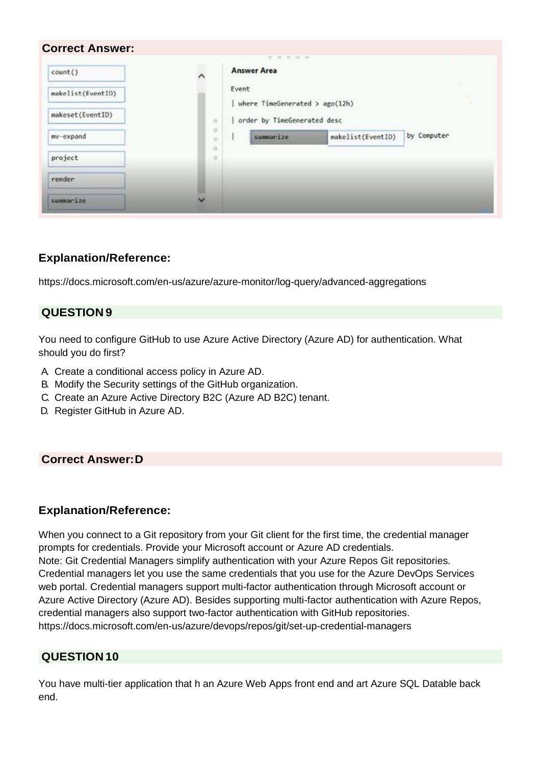**Correct Answer:**

count()
makelist(EventID)
makeset(EventID)
mv-expand
project
render
summarize

**Answer Area**

```
Event
| where TimeGenerated > ago(12h)
| order by TimeGenerated desc
| summarize makelist(EventID) by Computer
```

### Explanation/Reference:

https://docs.microsoft.com/en-us/azure/azure-monitor/log-query/advanced-aggregations

## QUESTION 9

You need to configure GitHub to use Azure Active Directory (Azure AD) for authentication. What should you do first?

A. Create a conditional access policy in Azure AD.
B. Modify the Security settings of the GitHub organization.
C. Create an Azure Active Directory B2C (Azure AD B2C) tenant.
D. Register GitHub in Azure AD.

**Correct Answer: D**

### Explanation/Reference:

When you connect to a Git repository from your Git client for the first time, the credential manager prompts for credentials. Provide your Microsoft account or Azure AD credentials.
Note: Git Credential Managers simplify authentication with your Azure Repos Git repositories. Credential managers let you use the same credentials that you use for the Azure DevOps Services web portal. Credential managers support multi-factor authentication through Microsoft account or Azure Active Directory (Azure AD). Besides supporting multi-factor authentication with Azure Repos, credential managers also support two-factor authentication with GitHub repositories.
https://docs.microsoft.com/en-us/azure/devops/repos/git/set-up-credential-managers

## QUESTION 10

You have multi-tier application that h an Azure Web Apps front end and art Azure SQL Datable back end.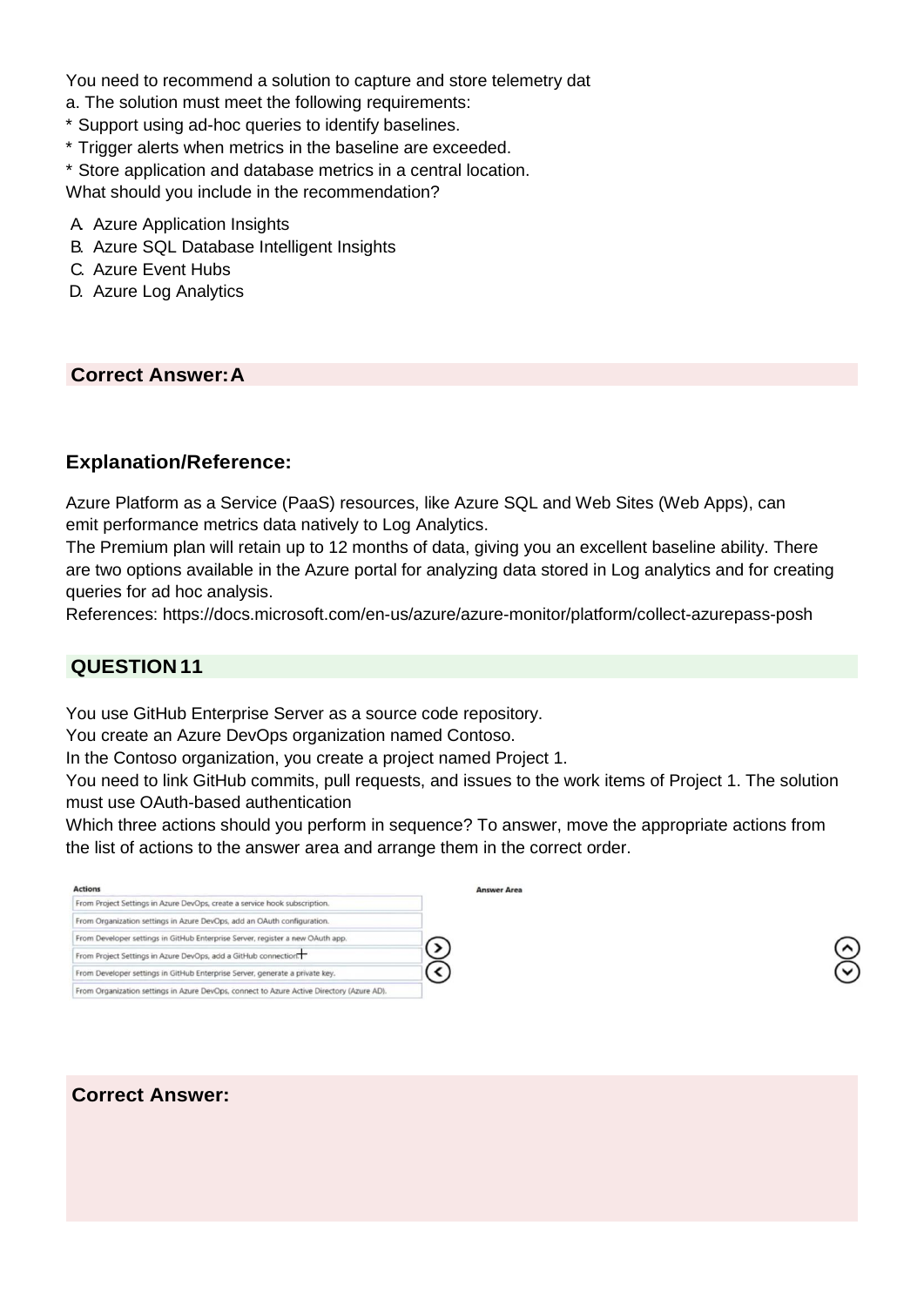You need to recommend a solution to capture and store telemetry dat
a. The solution must meet the following requirements:
* Support using ad-hoc queries to identify baselines.
* Trigger alerts when metrics in the baseline are exceeded.
* Store application and database metrics in a central location.
What should you include in the recommendation?

A. Azure Application Insights
B. Azure SQL Database Intelligent Insights
C. Azure Event Hubs
D. Azure Log Analytics

**Correct Answer: A**

### Explanation/Reference:

Azure Platform as a Service (PaaS) resources, like Azure SQL and Web Sites (Web Apps), can emit performance metrics data natively to Log Analytics.
The Premium plan will retain up to 12 months of data, giving you an excellent baseline ability. There are two options available in the Azure portal for analyzing data stored in Log analytics and for creating queries for ad hoc analysis.
References: https://docs.microsoft.com/en-us/azure/azure-monitor/platform/collect-azurepass-posh

## QUESTION 11

You use GitHub Enterprise Server as a source code repository.
You create an Azure DevOps organization named Contoso.
In the Contoso organization, you create a project named Project 1.
You need to link GitHub commits, pull requests, and issues to the work items of Project 1. The solution must use OAuth-based authentication
Which three actions should you perform in sequence? To answer, move the appropriate actions from the list of actions to the answer area and arrange them in the correct order.

**Actions**

- From Project Settings in Azure DevOps, create a service hook subscription.
- From Organization settings in Azure DevOps, add an OAuth configuration.
- From Developer settings in GitHub Enterprise Server, register a new OAuth app.
- From Project Settings in Azure DevOps, add a GitHub connection.
- From Developer settings in GitHub Enterprise Server, generate a private key.
- From Organization settings in Azure DevOps, connect to Azure Active Directory (Azure AD).

**Answer Area**

**Correct Answer:**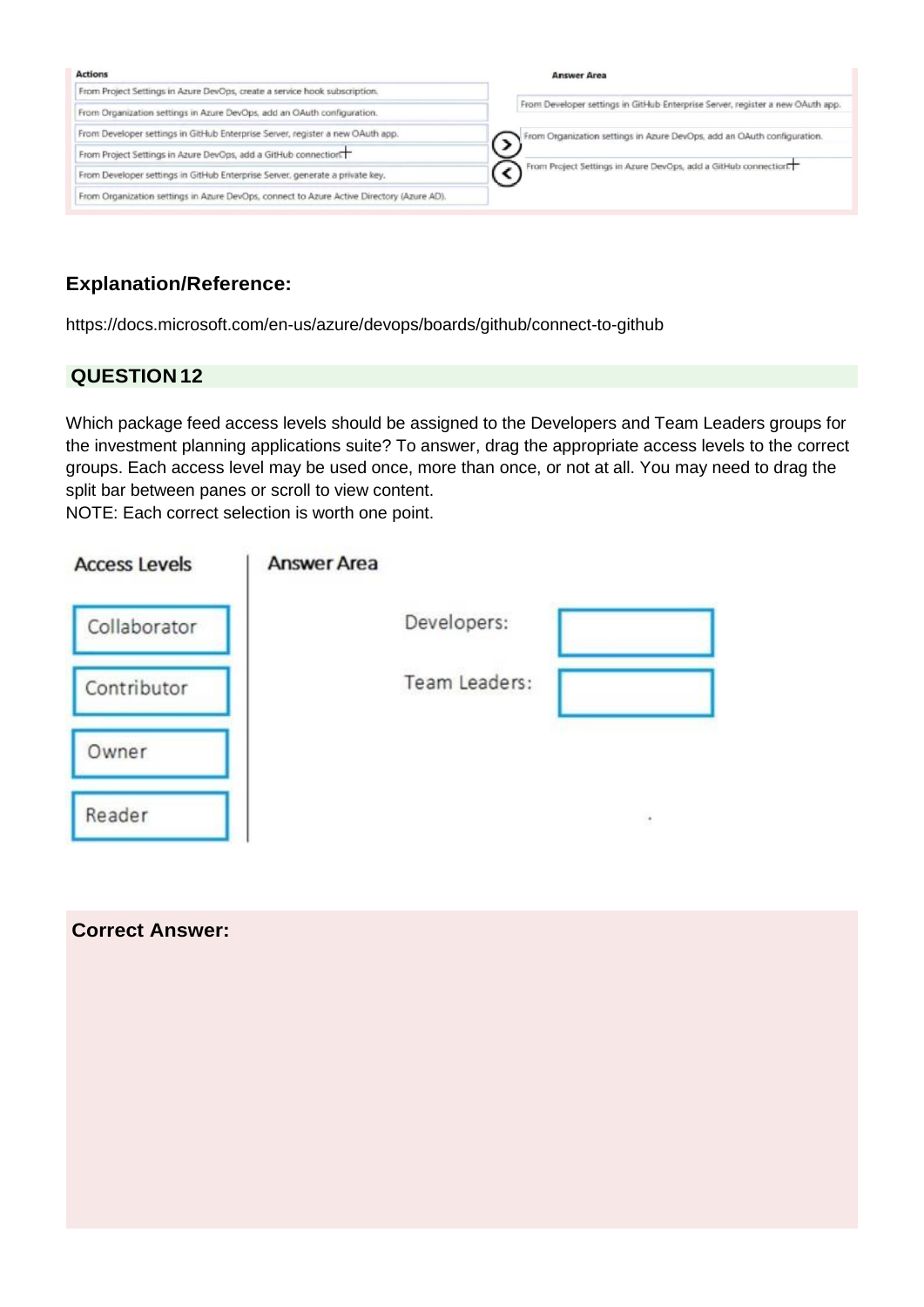| Actions | | Answer Area |
| --- | --- | --- |
| From Project Settings in Azure DevOps, create a service hook subscription. | | From Developer settings in GitHub Enterprise Server, register a new OAuth app. |
| From Organization settings in Azure DevOps, add an OAuth configuration. | | From Organization settings in Azure DevOps, add an OAuth configuration. |
| From Developer settings in GitHub Enterprise Server, register a new OAuth app. | | From Project Settings in Azure DevOps, add a GitHub connection. |
| From Project Settings in Azure DevOps, add a GitHub connection. | | |
| From Developer settings in GitHub Enterprise Server, generate a private key. | | |
| From Organization settings in Azure DevOps, connect to Azure Active Directory (Azure AD). | | |

### Explanation/Reference:

https://docs.microsoft.com/en-us/azure/devops/boards/github/connect-to-github

## QUESTION 12

Which package feed access levels should be assigned to the Developers and Team Leaders groups for the investment planning applications suite? To answer, drag the appropriate access levels to the correct groups. Each access level may be used once, more than once, or not at all. You may need to drag the split bar between panes or scroll to view content.
NOTE: Each correct selection is worth one point.

| Access Levels | Answer Area | |
| --- | --- | --- |
| Collaborator | Developers: | |
| Contributor | Team Leaders: | |
| Owner | | |
| Reader | | |

### Correct Answer: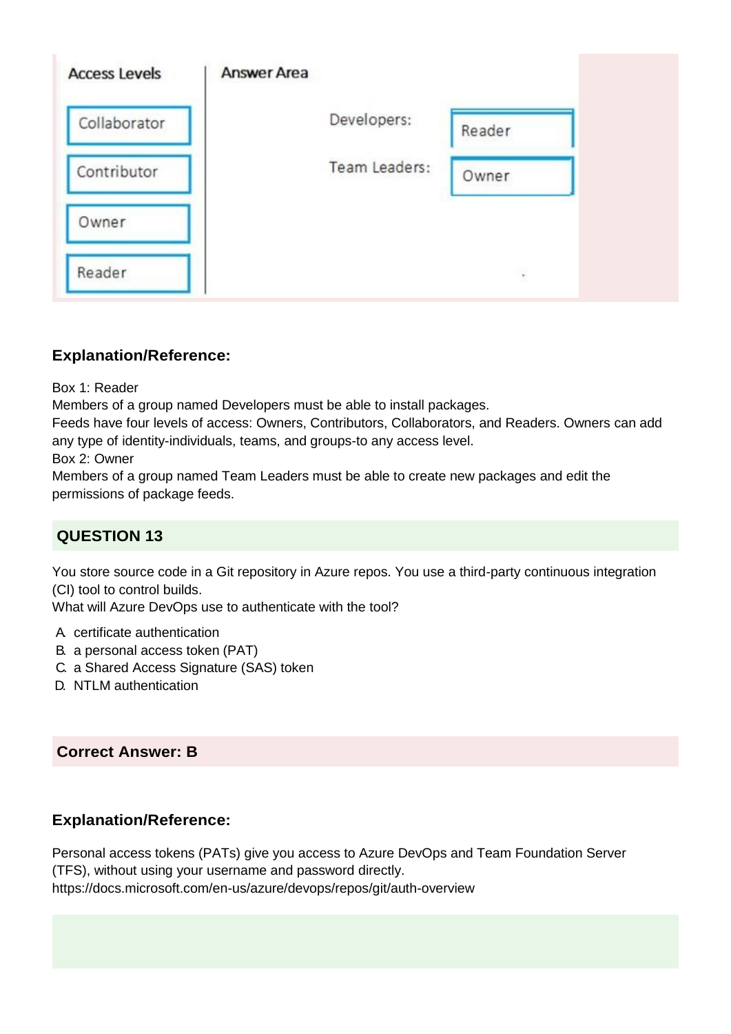| Access Levels | Answer Area | |
| --- | --- | --- |
| Collaborator | Developers: | Reader |
| Contributor | Team Leaders: | Owner |
| Owner | | |
| Reader | | |

### Explanation/Reference:

Box 1: Reader
Members of a group named Developers must be able to install packages.
Feeds have four levels of access: Owners, Contributors, Collaborators, and Readers. Owners can add any type of identity-individuals, teams, and groups-to any access level.
Box 2: Owner
Members of a group named Team Leaders must be able to create new packages and edit the permissions of package feeds.

## QUESTION 13

You store source code in a Git repository in Azure repos. You use a third-party continuous integration (CI) tool to control builds.
What will Azure DevOps use to authenticate with the tool?

A. certificate authentication
B. a personal access token (PAT)
C. a Shared Access Signature (SAS) token
D. NTLM authentication

**Correct Answer: B**

### Explanation/Reference:

Personal access tokens (PATs) give you access to Azure DevOps and Team Foundation Server (TFS), without using your username and password directly.
https://docs.microsoft.com/en-us/azure/devops/repos/git/auth-overview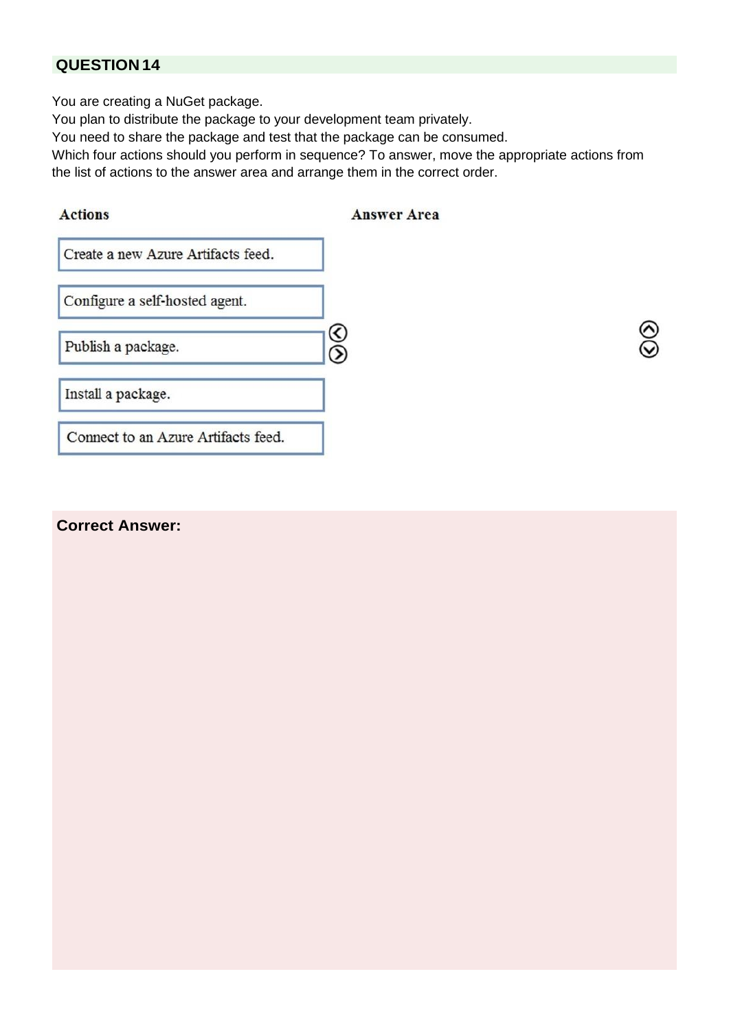## QUESTION 14

You are creating a NuGet package.
You plan to distribute the package to your development team privately.
You need to share the package and test that the package can be consumed.
Which four actions should you perform in sequence? To answer, move the appropriate actions from the list of actions to the answer area and arrange them in the correct order.

| Actions | Answer Area |
|---|---|
| Create a new Azure Artifacts feed. | |
| Configure a self-hosted agent. | |
| Publish a package. | |
| Install a package. | |
| Connect to an Azure Artifacts feed. | |

**Correct Answer:**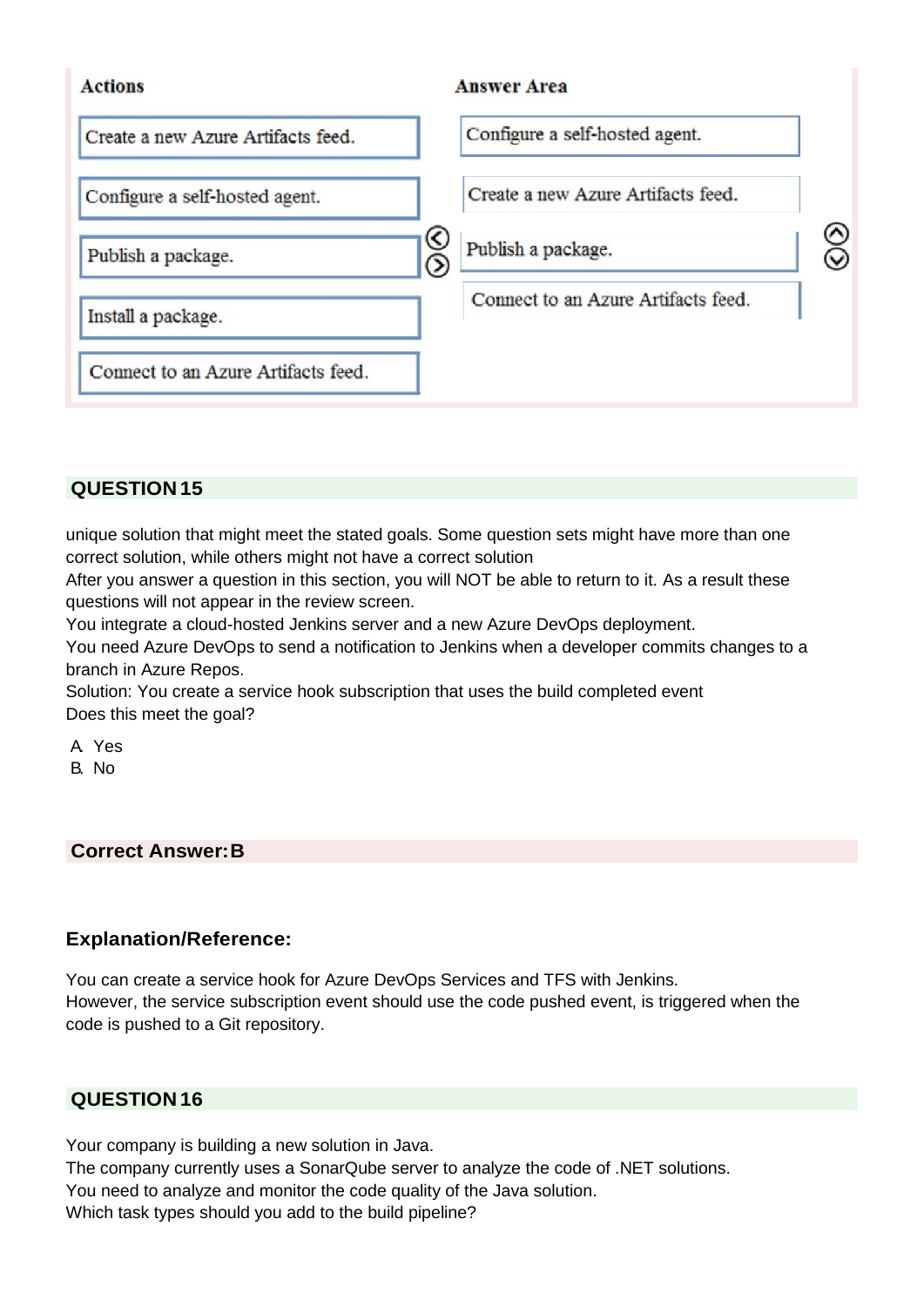| Actions | Answer Area |
|---|---|
| Create a new Azure Artifacts feed. | Configure a self-hosted agent. |
| Configure a self-hosted agent. | Create a new Azure Artifacts feed. |
| Publish a package. | Publish a package. |
| Install a package. | Connect to an Azure Artifacts feed. |
| Connect to an Azure Artifacts feed. | |

## QUESTION 15

unique solution that might meet the stated goals. Some question sets might have more than one correct solution, while others might not have a correct solution

After you answer a question in this section, you will NOT be able to return to it. As a result these questions will not appear in the review screen.

You integrate a cloud-hosted Jenkins server and a new Azure DevOps deployment.

You need Azure DevOps to send a notification to Jenkins when a developer commits changes to a branch in Azure Repos.

Solution: You create a service hook subscription that uses the build completed event

Does this meet the goal?

A. Yes
B. No

**Correct Answer: B**

### Explanation/Reference:

You can create a service hook for Azure DevOps Services and TFS with Jenkins.
However, the service subscription event should use the code pushed event, is triggered when the code is pushed to a Git repository.

## QUESTION 16

Your company is building a new solution in Java.
The company currently uses a SonarQube server to analyze the code of .NET solutions.
You need to analyze and monitor the code quality of the Java solution.
Which task types should you add to the build pipeline?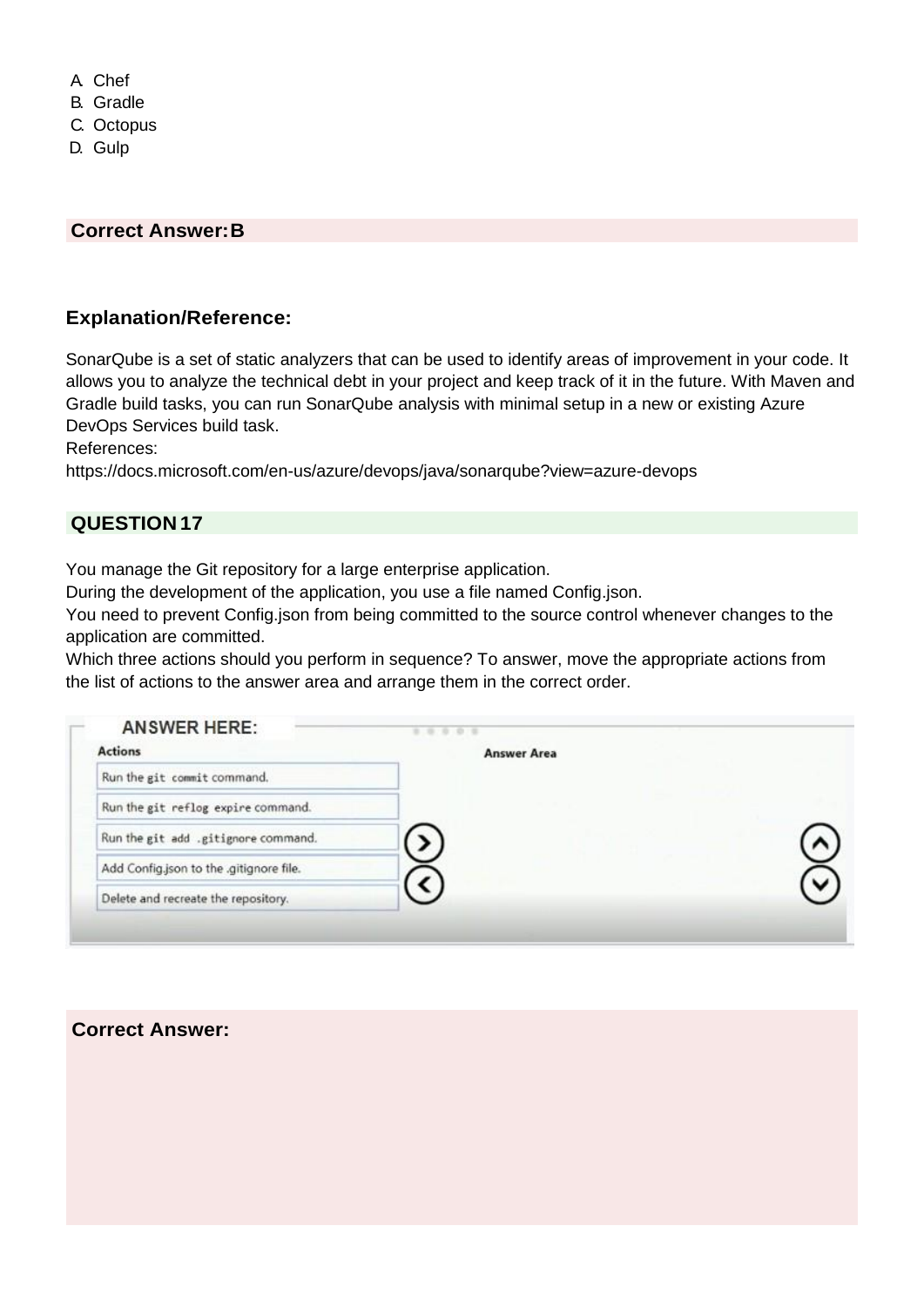A. Chef
B. Gradle
C. Octopus
D. Gulp

**Correct Answer: B**

### Explanation/Reference:

SonarQube is a set of static analyzers that can be used to identify areas of improvement in your code. It allows you to analyze the technical debt in your project and keep track of it in the future. With Maven and Gradle build tasks, you can run SonarQube analysis with minimal setup in a new or existing Azure DevOps Services build task.
References:
https://docs.microsoft.com/en-us/azure/devops/java/sonarqube?view=azure-devops

## QUESTION 17

You manage the Git repository for a large enterprise application.
During the development of the application, you use a file named Config.json.
You need to prevent Config.json from being committed to the source control whenever changes to the application are committed.
Which three actions should you perform in sequence? To answer, move the appropriate actions from the list of actions to the answer area and arrange them in the correct order.

ANSWER HERE:

| Actions | Answer Area |
| --- | --- |
| Run the git commit command. | |
| Run the git reflog expire command. | |
| Run the git add .gitignore command. | |
| Add Config.json to the .gitignore file. | |
| Delete and recreate the repository. | |

**Correct Answer:**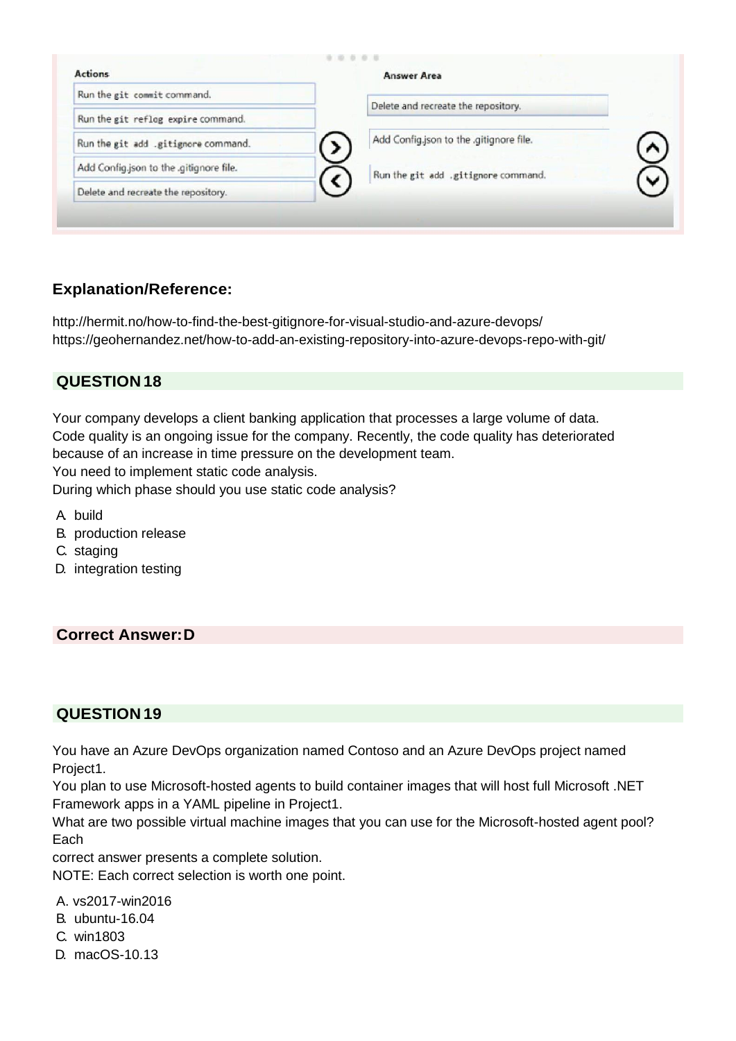| Actions | Answer Area |
| --- | --- |
| Run the git commit command. | Delete and recreate the repository. |
| Run the git reflog expire command. | Add Config.json to the .gitignore file. |
| Run the git add .gitignore command. | Run the git add .gitignore command. |
| Add Config.json to the .gitignore file. | |
| Delete and recreate the repository. | |

**Explanation/Reference:**

http://hermit.no/how-to-find-the-best-gitignore-for-visual-studio-and-azure-devops/
https://geohernandez.net/how-to-add-an-existing-repository-into-azure-devops-repo-with-git/

## QUESTION 18

Your company develops a client banking application that processes a large volume of data.
Code quality is an ongoing issue for the company. Recently, the code quality has deteriorated because of an increase in time pressure on the development team.
You need to implement static code analysis.
During which phase should you use static code analysis?

A. build
B. production release
C. staging
D. integration testing

**Correct Answer: D**

## QUESTION 19

You have an Azure DevOps organization named Contoso and an Azure DevOps project named Project1.
You plan to use Microsoft-hosted agents to build container images that will host full Microsoft .NET Framework apps in a YAML pipeline in Project1.
What are two possible virtual machine images that you can use for the Microsoft-hosted agent pool? Each
correct answer presents a complete solution.
NOTE: Each correct selection is worth one point.

A. vs2017-win2016
B. ubuntu-16.04
C. win1803
D. macOS-10.13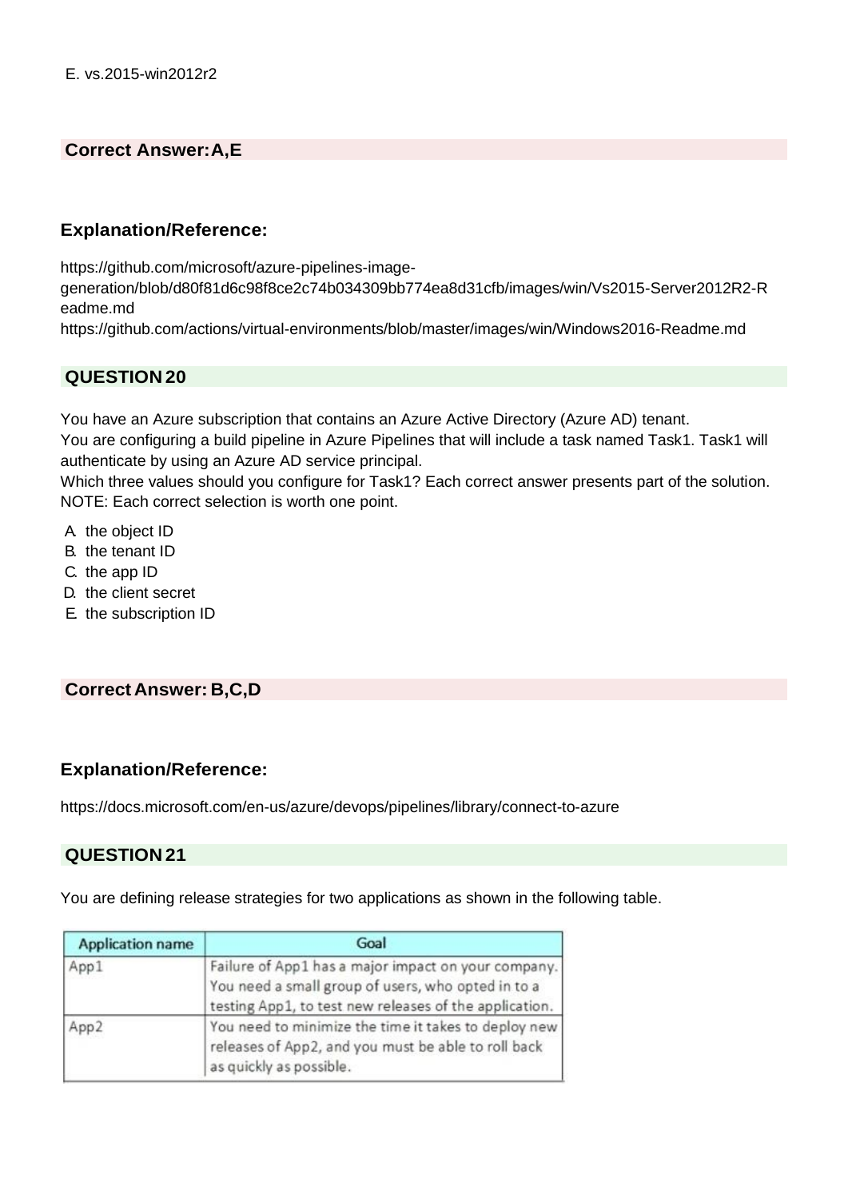E. vs.2015-win2012r2

**Correct Answer: A,E**

### Explanation/Reference:

https://github.com/microsoft/azure-pipelines-image-generation/blob/d80f81d6c98f8ce2c74b034309bb774ea8d31cfb/images/win/Vs2015-Server2012R2-Readme.md
https://github.com/actions/virtual-environments/blob/master/images/win/Windows2016-Readme.md

## QUESTION 20

You have an Azure subscription that contains an Azure Active Directory (Azure AD) tenant.
You are configuring a build pipeline in Azure Pipelines that will include a task named Task1. Task1 will authenticate by using an Azure AD service principal.
Which three values should you configure for Task1? Each correct answer presents part of the solution.
NOTE: Each correct selection is worth one point.

A. the object ID
B. the tenant ID
C. the app ID
D. the client secret
E. the subscription ID

**Correct Answer: B,C,D**

### Explanation/Reference:

https://docs.microsoft.com/en-us/azure/devops/pipelines/library/connect-to-azure

## QUESTION 21

You are defining release strategies for two applications as shown in the following table.

| Application name | Goal |
|---|---|
| App1 | Failure of App1 has a major impact on your company. You need a small group of users, who opted in to a testing App1, to test new releases of the application. |
| App2 | You need to minimize the time it takes to deploy new releases of App2, and you must be able to roll back as quickly as possible. |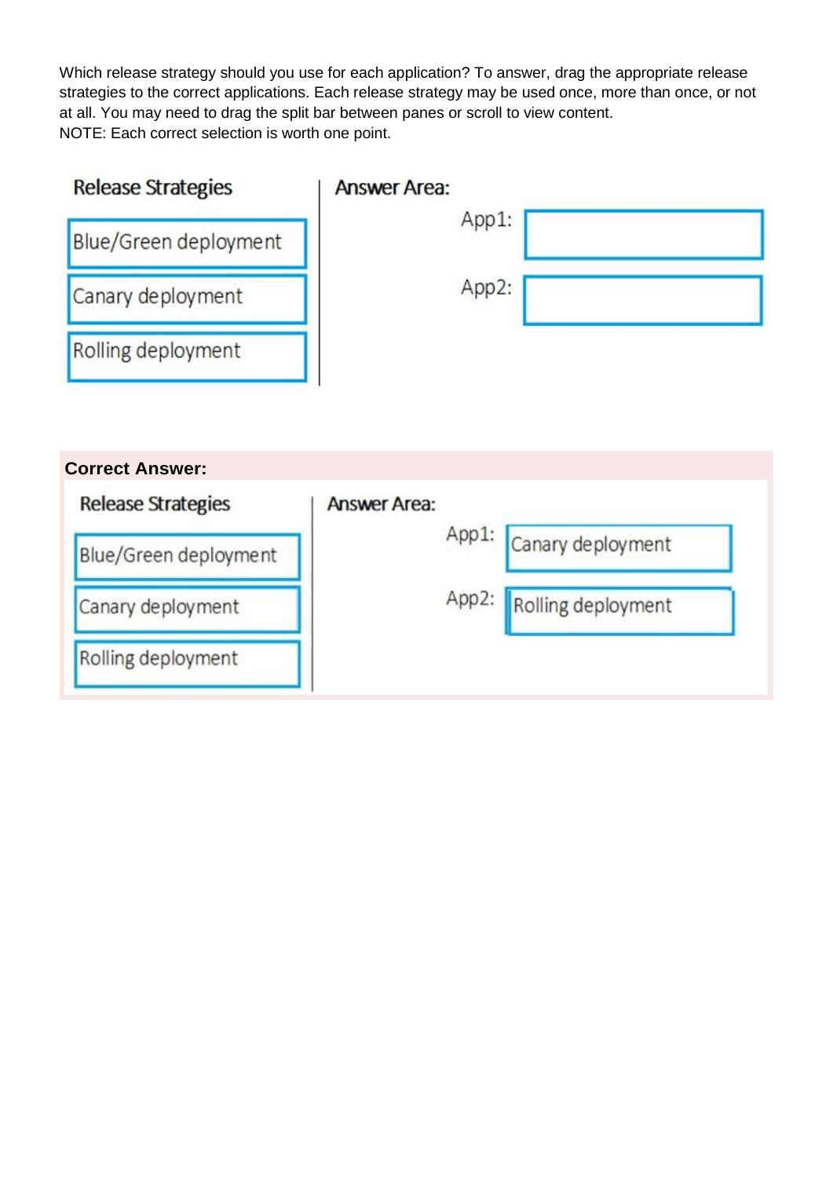Which release strategy should you use for each application? To answer, drag the appropriate release strategies to the correct applications. Each release strategy may be used once, more than once, or not at all. You may need to drag the split bar between panes or scroll to view content.
NOTE: Each correct selection is worth one point.

**Release Strategies**

- Blue/Green deployment
- Canary deployment
- Rolling deployment

**Answer Area:**

App1:

App2:

**Correct Answer:**

**Release Strategies**

- Blue/Green deployment
- Canary deployment
- Rolling deployment

**Answer Area:**

App1: Canary deployment

App2: Rolling deployment